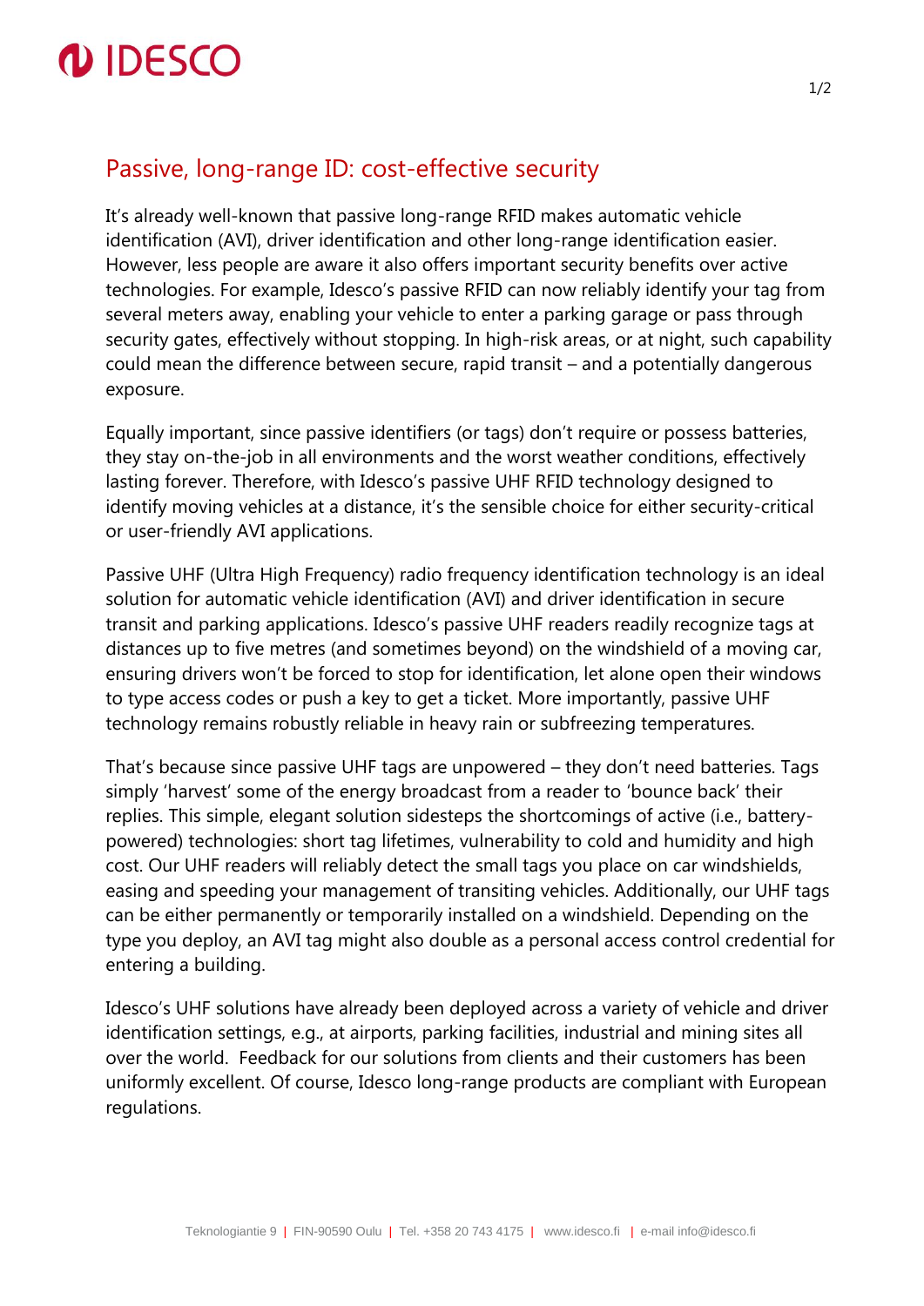## Passive, long-range ID: cost-effective security

It's already well-known that passive long-range RFID makes automatic vehicle identification (AVI), driver identification and other long-range identification easier. However, less people are aware it also offers important security benefits over active technologies. For example, Idesco's passive RFID can now reliably identify your tag from several meters away, enabling your vehicle to enter a parking garage or pass through security gates, effectively without stopping. In high-risk areas, or at night, such capability could mean the difference between secure, rapid transit – and a potentially dangerous exposure.

Equally important, since passive identifiers (or tags) don't require or possess batteries, they stay on-the-job in all environments and the worst weather conditions, effectively lasting forever. Therefore, with Idesco's passive UHF RFID technology designed to identify moving vehicles at a distance, it's the sensible choice for either security-critical or user-friendly AVI applications.

Passive UHF (Ultra High Frequency) radio frequency identification technology is an ideal solution for automatic vehicle identification (AVI) and driver identification in secure transit and parking applications. Idesco's passive UHF readers readily recognize tags at distances up to five metres (and sometimes beyond) on the windshield of a moving car, ensuring drivers won't be forced to stop for identification, let alone open their windows to type access codes or push a key to get a ticket. More importantly, passive UHF technology remains robustly reliable in heavy rain or subfreezing temperatures.

That's because since passive UHF tags are unpowered – they don't need batteries. Tags simply 'harvest' some of the energy broadcast from a reader to 'bounce back' their replies. This simple, elegant solution sidesteps the shortcomings of active (i.e., battery-powered) technologies: short tag lifetimes, vulnerability to cold and humidity and high cost. Our UHF readers will reliably detect the small tags you place on car windshields, easing and speeding your management of transiting vehicles. Additionally, our UHF tags can be either permanently or temporarily installed on a windshield. Depending on the type you deploy, an AVI tag might also double as a personal access control credential for entering a building.

Idesco's UHF solutions have already been deployed across a variety of vehicle and driver identification settings, e.g., at airports, parking facilities, industrial and mining sites all over the world. Feedback for our solutions from clients and their customers has been uniformly excellent. Of course, Idesco long-range products are compliant with European regulations.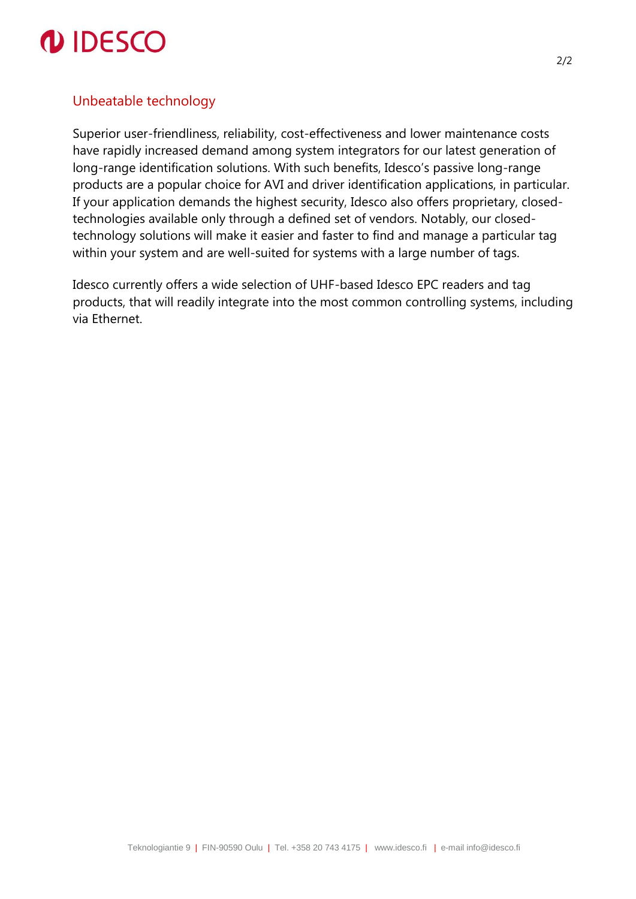## Unbeatable technology

Superior user-friendliness, reliability, cost-effectiveness and lower maintenance costs have rapidly increased demand among system integrators for our latest generation of long-range identification solutions. With such benefits, Idesco's passive long-range products are a popular choice for AVI and driver identification applications, in particular. If your application demands the highest security, Idesco also offers proprietary, closed-technologies available only through a defined set of vendors. Notably, our closed-technology solutions will make it easier and faster to find and manage a particular tag within your system and are well-suited for systems with a large number of tags.

Idesco currently offers a wide selection of UHF-based Idesco EPC readers and tag products, that will readily integrate into the most common controlling systems, including via Ethernet.